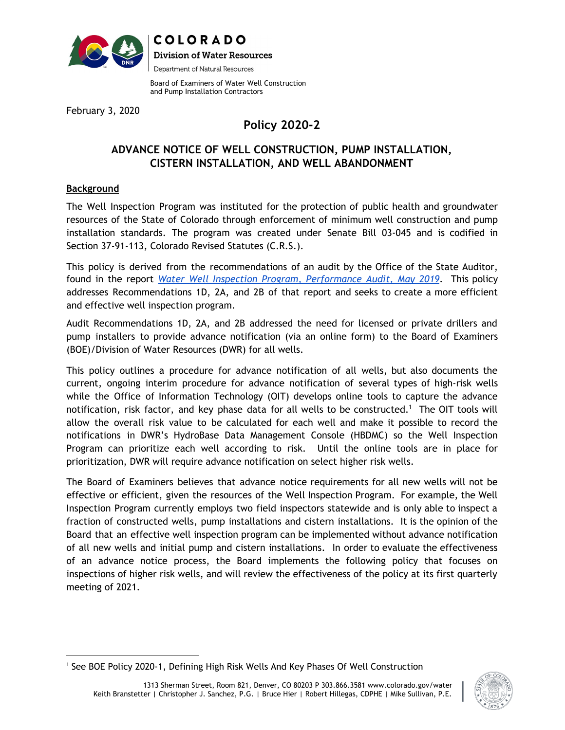COLORADO

Division of Water Resources

Department of Natural Resources

Board of Examiners of Water Well Construction
and Pump Installation Contractors

February 3, 2020

# Policy 2020-2

## ADVANCE NOTICE OF WELL CONSTRUCTION, PUMP INSTALLATION, CISTERN INSTALLATION, AND WELL ABANDONMENT

### Background

The Well Inspection Program was instituted for the protection of public health and groundwater resources of the State of Colorado through enforcement of minimum well construction and pump installation standards. The program was created under Senate Bill 03-045 and is codified in Section 37-91-113, Colorado Revised Statutes (C.R.S.).

This policy is derived from the recommendations of an audit by the Office of the State Auditor, found in the report *Water Well Inspection Program, Performance Audit, May 2019*. This policy addresses Recommendations 1D, 2A, and 2B of that report and seeks to create a more efficient and effective well inspection program.

Audit Recommendations 1D, 2A, and 2B addressed the need for licensed or private drillers and pump installers to provide advance notification (via an online form) to the Board of Examiners (BOE)/Division of Water Resources (DWR) for all wells.

This policy outlines a procedure for advance notification of all wells, but also documents the current, ongoing interim procedure for advance notification of several types of high-risk wells while the Office of Information Technology (OIT) develops online tools to capture the advance notification, risk factor, and key phase data for all wells to be constructed.[1] The OIT tools will allow the overall risk value to be calculated for each well and make it possible to record the notifications in DWR's HydroBase Data Management Console (HBDMC) so the Well Inspection Program can prioritize each well according to risk. Until the online tools are in place for prioritization, DWR will require advance notification on select higher risk wells.

The Board of Examiners believes that advance notice requirements for all new wells will not be effective or efficient, given the resources of the Well Inspection Program. For example, the Well Inspection Program currently employs two field inspectors statewide and is only able to inspect a fraction of constructed wells, pump installations and cistern installations. It is the opinion of the Board that an effective well inspection program can be implemented without advance notification of all new wells and initial pump and cistern installations. In order to evaluate the effectiveness of an advance notice process, the Board implements the following policy that focuses on inspections of higher risk wells, and will review the effectiveness of the policy at its first quarterly meeting of 2021.

[1] See BOE Policy 2020-1, Defining High Risk Wells And Key Phases Of Well Construction

1313 Sherman Street, Room 821, Denver, CO 80203 P 303.866.3581 www.colorado.gov/water
Keith Branstetter | Christopher J. Sanchez, P.G. | Bruce Hier | Robert Hillegas, CDPHE | Mike Sullivan, P.E.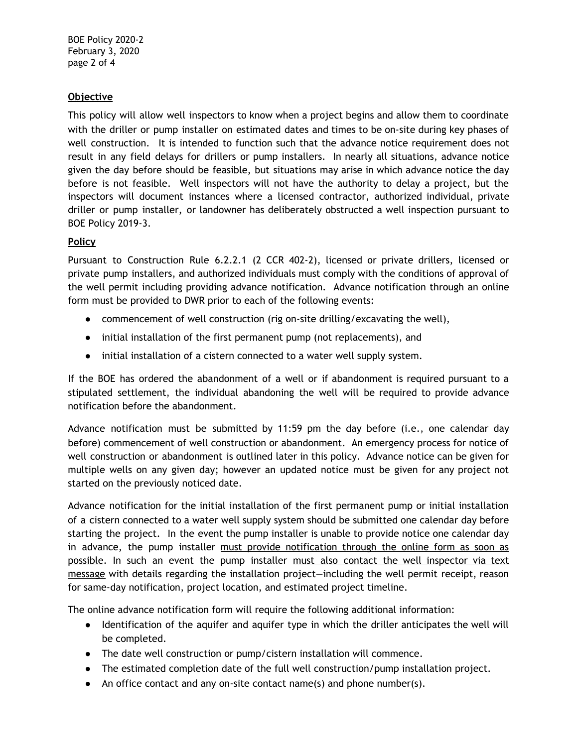## Objective

This policy will allow well inspectors to know when a project begins and allow them to coordinate with the driller or pump installer on estimated dates and times to be on-site during key phases of well construction. It is intended to function such that the advance notice requirement does not result in any field delays for drillers or pump installers. In nearly all situations, advance notice given the day before should be feasible, but situations may arise in which advance notice the day before is not feasible. Well inspectors will not have the authority to delay a project, but the inspectors will document instances where a licensed contractor, authorized individual, private driller or pump installer, or landowner has deliberately obstructed a well inspection pursuant to BOE Policy 2019-3.

## Policy

Pursuant to Construction Rule 6.2.2.1 (2 CCR 402-2), licensed or private drillers, licensed or private pump installers, and authorized individuals must comply with the conditions of approval of the well permit including providing advance notification. Advance notification through an online form must be provided to DWR prior to each of the following events:

- commencement of well construction (rig on-site drilling/excavating the well),
- initial installation of the first permanent pump (not replacements), and
- initial installation of a cistern connected to a water well supply system.

If the BOE has ordered the abandonment of a well or if abandonment is required pursuant to a stipulated settlement, the individual abandoning the well will be required to provide advance notification before the abandonment.

Advance notification must be submitted by 11:59 pm the day before (i.e., one calendar day before) commencement of well construction or abandonment. An emergency process for notice of well construction or abandonment is outlined later in this policy. Advance notice can be given for multiple wells on any given day; however an updated notice must be given for any project not started on the previously noticed date.

Advance notification for the initial installation of the first permanent pump or initial installation of a cistern connected to a water well supply system should be submitted one calendar day before starting the project. In the event the pump installer is unable to provide notice one calendar day in advance, the pump installer <u>must provide notification through the online form as soon as possible</u>. In such an event the pump installer <u>must also contact the well inspector via text message</u> with details regarding the installation project—including the well permit receipt, reason for same-day notification, project location, and estimated project timeline.

The online advance notification form will require the following additional information:

- Identification of the aquifer and aquifer type in which the driller anticipates the well will be completed.
- The date well construction or pump/cistern installation will commence.
- The estimated completion date of the full well construction/pump installation project.
- An office contact and any on-site contact name(s) and phone number(s).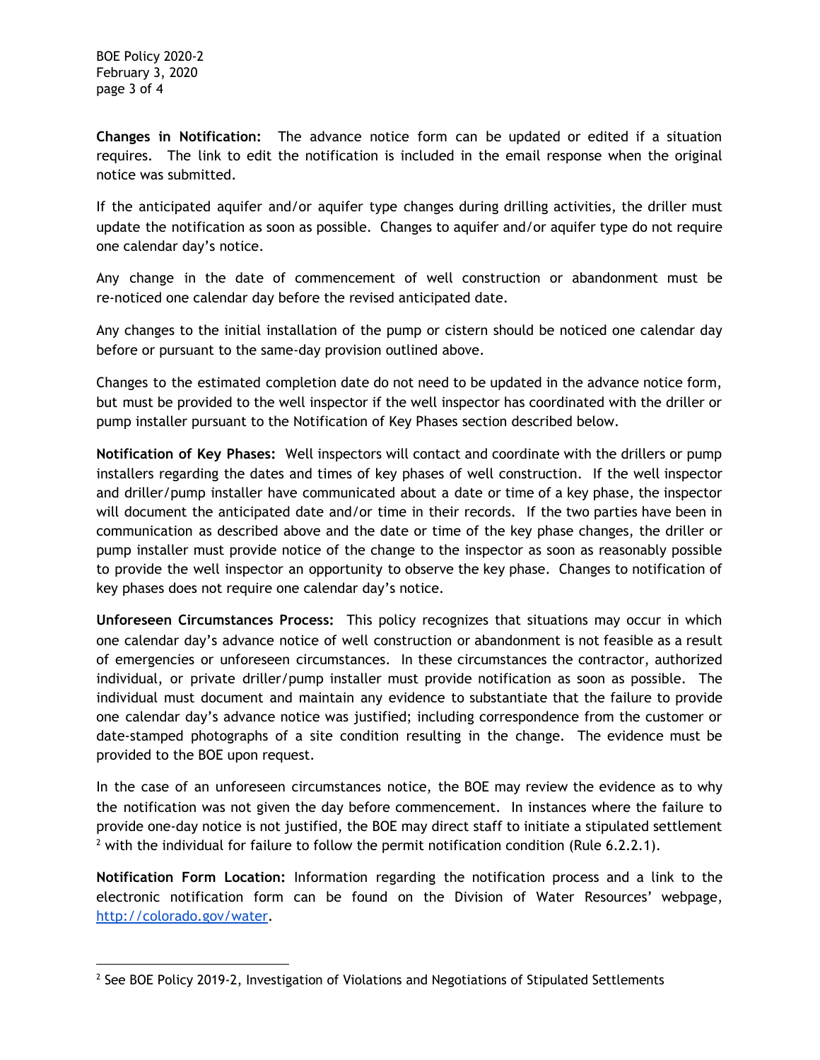**Changes in Notification:** The advance notice form can be updated or edited if a situation requires. The link to edit the notification is included in the email response when the original notice was submitted.

If the anticipated aquifer and/or aquifer type changes during drilling activities, the driller must update the notification as soon as possible. Changes to aquifer and/or aquifer type do not require one calendar day's notice.

Any change in the date of commencement of well construction or abandonment must be re-noticed one calendar day before the revised anticipated date.

Any changes to the initial installation of the pump or cistern should be noticed one calendar day before or pursuant to the same-day provision outlined above.

Changes to the estimated completion date do not need to be updated in the advance notice form, but must be provided to the well inspector if the well inspector has coordinated with the driller or pump installer pursuant to the Notification of Key Phases section described below.

**Notification of Key Phases:** Well inspectors will contact and coordinate with the drillers or pump installers regarding the dates and times of key phases of well construction. If the well inspector and driller/pump installer have communicated about a date or time of a key phase, the inspector will document the anticipated date and/or time in their records. If the two parties have been in communication as described above and the date or time of the key phase changes, the driller or pump installer must provide notice of the change to the inspector as soon as reasonably possible to provide the well inspector an opportunity to observe the key phase. Changes to notification of key phases does not require one calendar day's notice.

**Unforeseen Circumstances Process:** This policy recognizes that situations may occur in which one calendar day's advance notice of well construction or abandonment is not feasible as a result of emergencies or unforeseen circumstances. In these circumstances the contractor, authorized individual, or private driller/pump installer must provide notification as soon as possible. The individual must document and maintain any evidence to substantiate that the failure to provide one calendar day's advance notice was justified; including correspondence from the customer or date-stamped photographs of a site condition resulting in the change. The evidence must be provided to the BOE upon request.

In the case of an unforeseen circumstances notice, the BOE may review the evidence as to why the notification was not given the day before commencement. In instances where the failure to provide one-day notice is not justified, the BOE may direct staff to initiate a stipulated settlement [2] with the individual for failure to follow the permit notification condition (Rule 6.2.2.1).

**Notification Form Location:** Information regarding the notification process and a link to the electronic notification form can be found on the Division of Water Resources' webpage, http://colorado.gov/water.

---

[2] See BOE Policy 2019-2, Investigation of Violations and Negotiations of Stipulated Settlements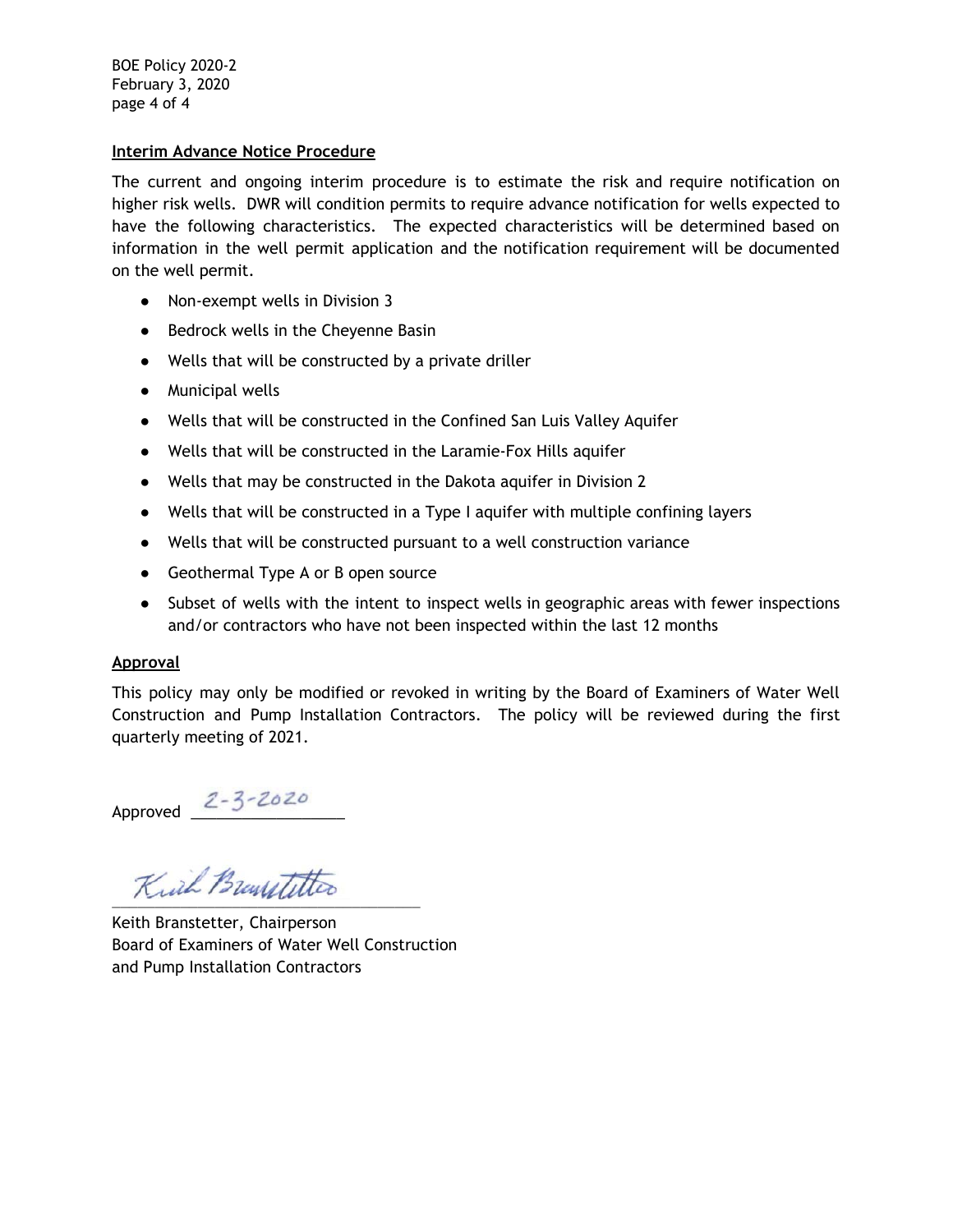**Interim Advance Notice Procedure**

The current and ongoing interim procedure is to estimate the risk and require notification on higher risk wells. DWR will condition permits to require advance notification for wells expected to have the following characteristics. The expected characteristics will be determined based on information in the well permit application and the notification requirement will be documented on the well permit.

- Non-exempt wells in Division 3
- Bedrock wells in the Cheyenne Basin
- Wells that will be constructed by a private driller
- Municipal wells
- Wells that will be constructed in the Confined San Luis Valley Aquifer
- Wells that will be constructed in the Laramie-Fox Hills aquifer
- Wells that may be constructed in the Dakota aquifer in Division 2
- Wells that will be constructed in a Type I aquifer with multiple confining layers
- Wells that will be constructed pursuant to a well construction variance
- Geothermal Type A or B open source
- Subset of wells with the intent to inspect wells in geographic areas with fewer inspections and/or contractors who have not been inspected within the last 12 months

**Approval**

This policy may only be modified or revoked in writing by the Board of Examiners of Water Well Construction and Pump Installation Contractors. The policy will be reviewed during the first quarterly meeting of 2021.

Approved 2-3-2020

Keith Branstetter, Chairperson
Board of Examiners of Water Well Construction
and Pump Installation Contractors